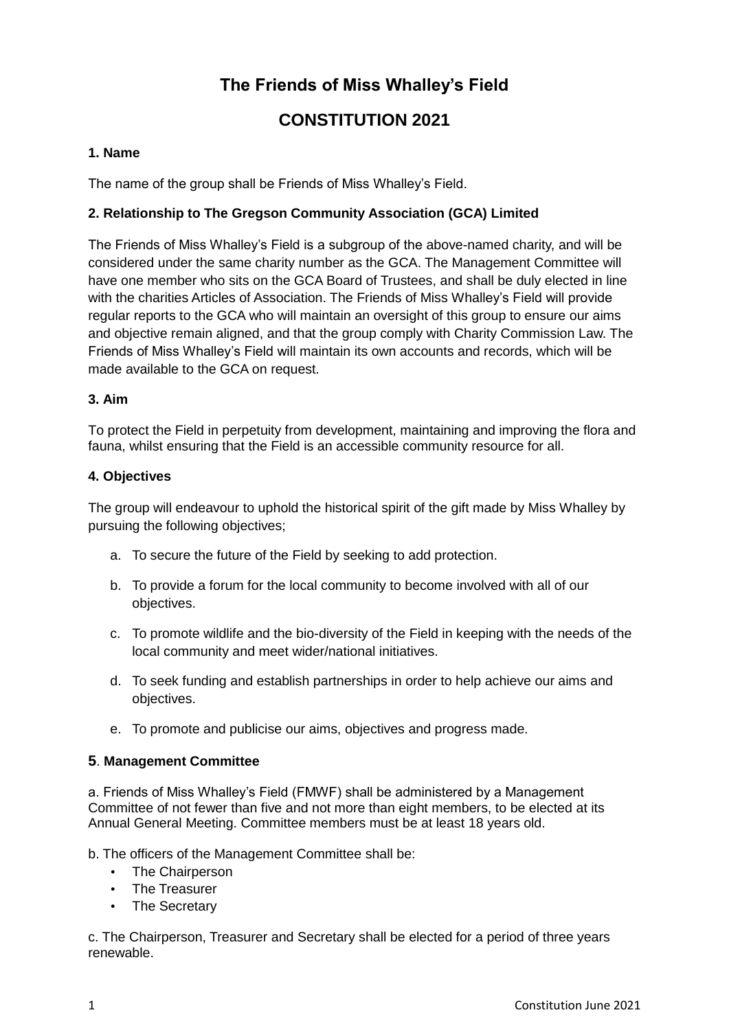# The Friends of Miss Whalley's Field

## CONSTITUTION 2021

### 1. Name

The name of the group shall be Friends of Miss Whalley's Field.

### 2. Relationship to The Gregson Community Association (GCA) Limited

The Friends of Miss Whalley's Field is a subgroup of the above-named charity, and will be considered under the same charity number as the GCA. The Management Committee will have one member who sits on the GCA Board of Trustees, and shall be duly elected in line with the charities Articles of Association. The Friends of Miss Whalley's Field will provide regular reports to the GCA who will maintain an oversight of this group to ensure our aims and objective remain aligned, and that the group comply with Charity Commission Law. The Friends of Miss Whalley's Field will maintain its own accounts and records, which will be made available to the GCA on request.

### 3. Aim

To protect the Field in perpetuity from development, maintaining and improving the flora and fauna, whilst ensuring that the Field is an accessible community resource for all.

### 4. Objectives

The group will endeavour to uphold the historical spirit of the gift made by Miss Whalley by pursuing the following objectives;

a. To secure the future of the Field by seeking to add protection.

b. To provide a forum for the local community to become involved with all of our objectives.

c. To promote wildlife and the bio-diversity of the Field in keeping with the needs of the local community and meet wider/national initiatives.

d. To seek funding and establish partnerships in order to help achieve our aims and objectives.

e. To promote and publicise our aims, objectives and progress made.

### 5. Management Committee

a. Friends of Miss Whalley's Field (FMWF) shall be administered by a Management Committee of not fewer than five and not more than eight members, to be elected at its Annual General Meeting. Committee members must be at least 18 years old.

b. The officers of the Management Committee shall be:

- The Chairperson
- The Treasurer
- The Secretary

c. The Chairperson, Treasurer and Secretary shall be elected for a period of three years renewable.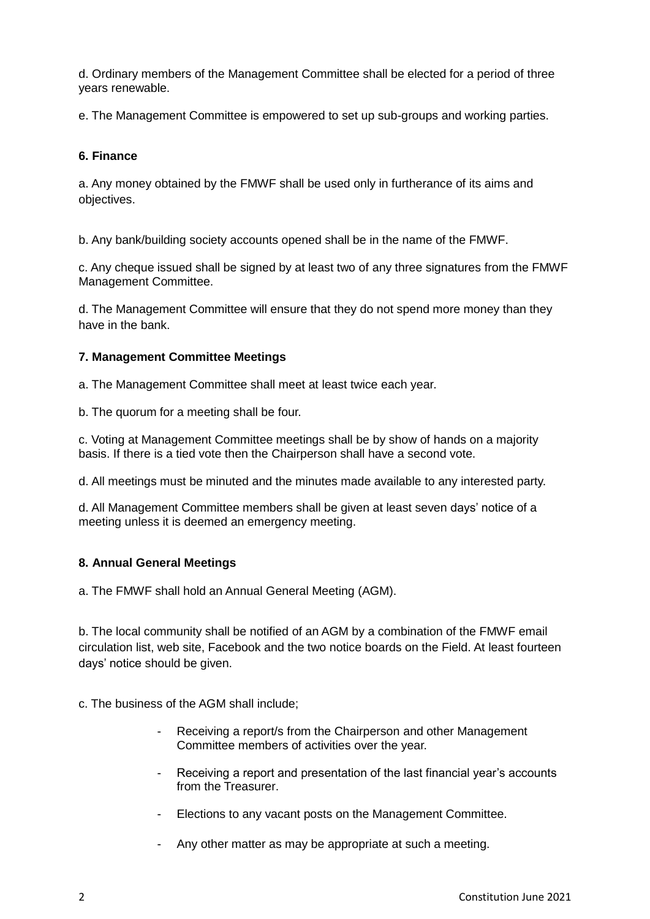d. Ordinary members of the Management Committee shall be elected for a period of three years renewable.

e. The Management Committee is empowered to set up sub-groups and working parties.

**6. Finance**

a. Any money obtained by the FMWF shall be used only in furtherance of its aims and objectives.

b. Any bank/building society accounts opened shall be in the name of the FMWF.

c. Any cheque issued shall be signed by at least two of any three signatures from the FMWF Management Committee.

d. The Management Committee will ensure that they do not spend more money than they have in the bank.

**7. Management Committee Meetings**

a. The Management Committee shall meet at least twice each year.

b. The quorum for a meeting shall be four.

c. Voting at Management Committee meetings shall be by show of hands on a majority basis. If there is a tied vote then the Chairperson shall have a second vote.

d. All meetings must be minuted and the minutes made available to any interested party.

d. All Management Committee members shall be given at least seven days' notice of a meeting unless it is deemed an emergency meeting.

**8. Annual General Meetings**

a. The FMWF shall hold an Annual General Meeting (AGM).

b. The local community shall be notified of an AGM by a combination of the FMWF email circulation list, web site, Facebook and the two notice boards on the Field. At least fourteen days' notice should be given.

c. The business of the AGM shall include;

- Receiving a report/s from the Chairperson and other Management Committee members of activities over the year.
- Receiving a report and presentation of the last financial year's accounts from the Treasurer.
- Elections to any vacant posts on the Management Committee.
- Any other matter as may be appropriate at such a meeting.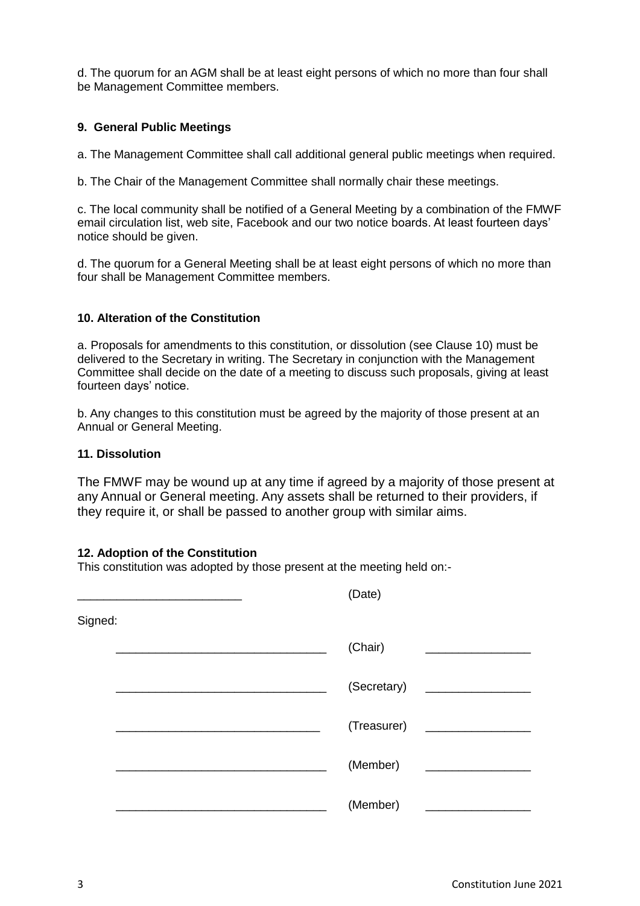d. The quorum for an AGM shall be at least eight persons of which no more than four shall be Management Committee members.

**9. General Public Meetings**

a. The Management Committee shall call additional general public meetings when required.

b. The Chair of the Management Committee shall normally chair these meetings.

c. The local community shall be notified of a General Meeting by a combination of the FMWF email circulation list, web site, Facebook and our two notice boards. At least fourteen days' notice should be given.

d. The quorum for a General Meeting shall be at least eight persons of which no more than four shall be Management Committee members.

**10. Alteration of the Constitution**

a. Proposals for amendments to this constitution, or dissolution (see Clause 10) must be delivered to the Secretary in writing. The Secretary in conjunction with the Management Committee shall decide on the date of a meeting to discuss such proposals, giving at least fourteen days' notice.

b. Any changes to this constitution must be agreed by the majority of those present at an Annual or General Meeting.

**11. Dissolution**

The FMWF may be wound up at any time if agreed by a majority of those present at any Annual or General meeting. Any assets shall be returned to their providers, if they require it, or shall be passed to another group with similar aims.

**12. Adoption of the Constitution**

This constitution was adopted by those present at the meeting held on:-

_________________________ (Date)

Signed:

________________________________ (Chair) ________________

________________________________ (Secretary) ________________

________________________________ (Treasurer) ________________

________________________________ (Member) ________________

________________________________ (Member) ________________

Constitution June 2021